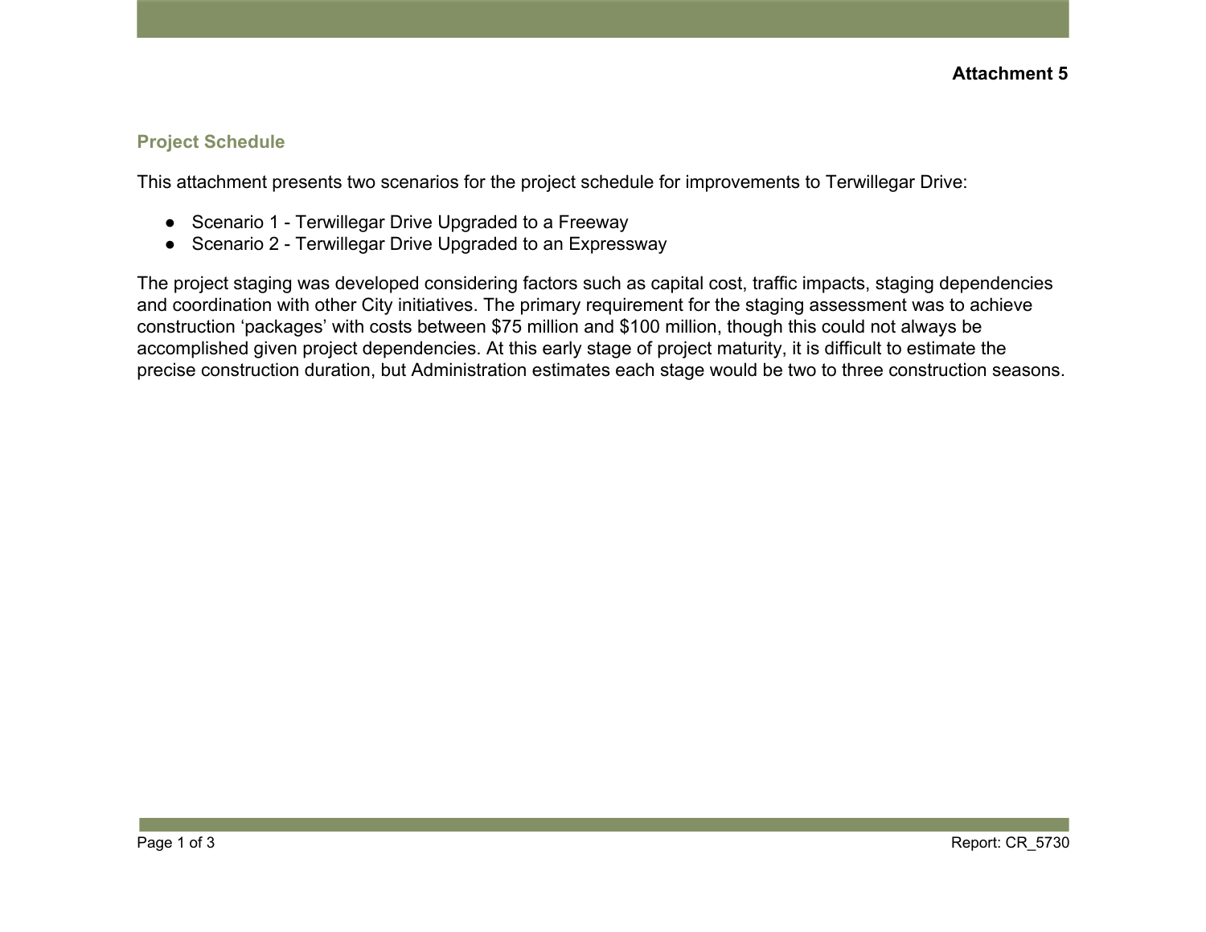**Attachment 5**

## Project Schedule

This attachment presents two scenarios for the project schedule for improvements to Terwillegar Drive:

- Scenario 1 - Terwillegar Drive Upgraded to a Freeway
- Scenario 2 - Terwillegar Drive Upgraded to an Expressway

The project staging was developed considering factors such as capital cost, traffic impacts, staging dependencies and coordination with other City initiatives. The primary requirement for the staging assessment was to achieve construction 'packages' with costs between $75 million and $100 million, though this could not always be accomplished given project dependencies. At this early stage of project maturity, it is difficult to estimate the precise construction duration, but Administration estimates each stage would be two to three construction seasons.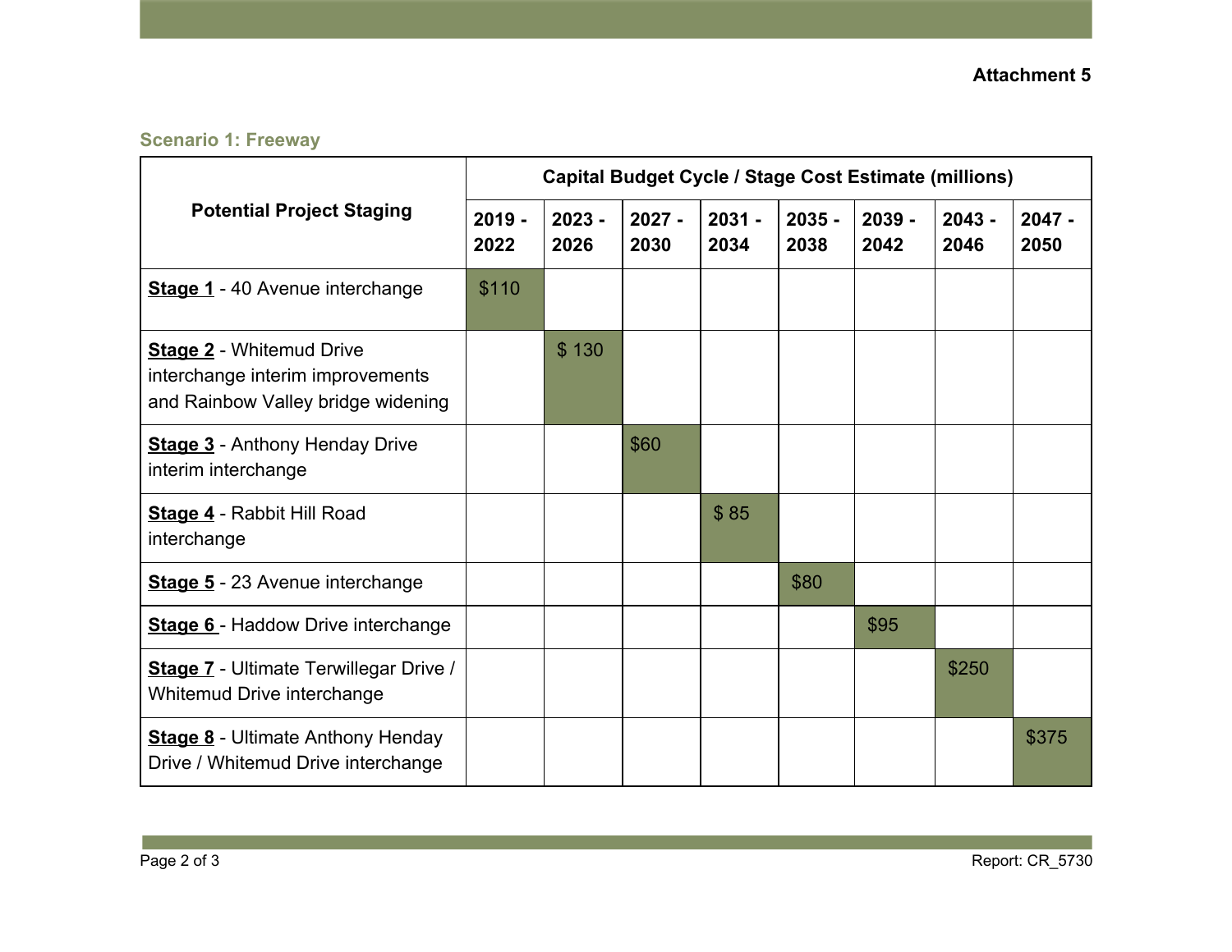**Attachment 5**

### Scenario 1: Freeway

| Potential Project Staging | Capital Budget Cycle / Stage Cost Estimate (millions) | | | | | | | |
|---|---|---|---|---|---|---|---|---|
| | **2019 - 2022** | **2023 - 2026** | **2027 - 2030** | **2031 - 2034** | **2035 - 2038** | **2039 - 2042** | **2043 - 2046** | **2047 - 2050** |
| **Stage 1** - 40 Avenue interchange | $110 | | | | | | | |
| **Stage 2** - Whitemud Drive interchange interim improvements and Rainbow Valley bridge widening | | $ 130 | | | | | | |
| **Stage 3** - Anthony Henday Drive interim interchange | | | $60 | | | | | |
| **Stage 4** - Rabbit Hill Road interchange | | | | $ 85 | | | | |
| **Stage 5** - 23 Avenue interchange | | | | | $80 | | | |
| **Stage 6** - Haddow Drive interchange | | | | | | $95 | | |
| **Stage 7** - Ultimate Terwillegar Drive / Whitemud Drive interchange | | | | | | | $250 | |
| **Stage 8** - Ultimate Anthony Henday Drive / Whitemud Drive interchange | | | | | | | | $375 |

Report: CR_5730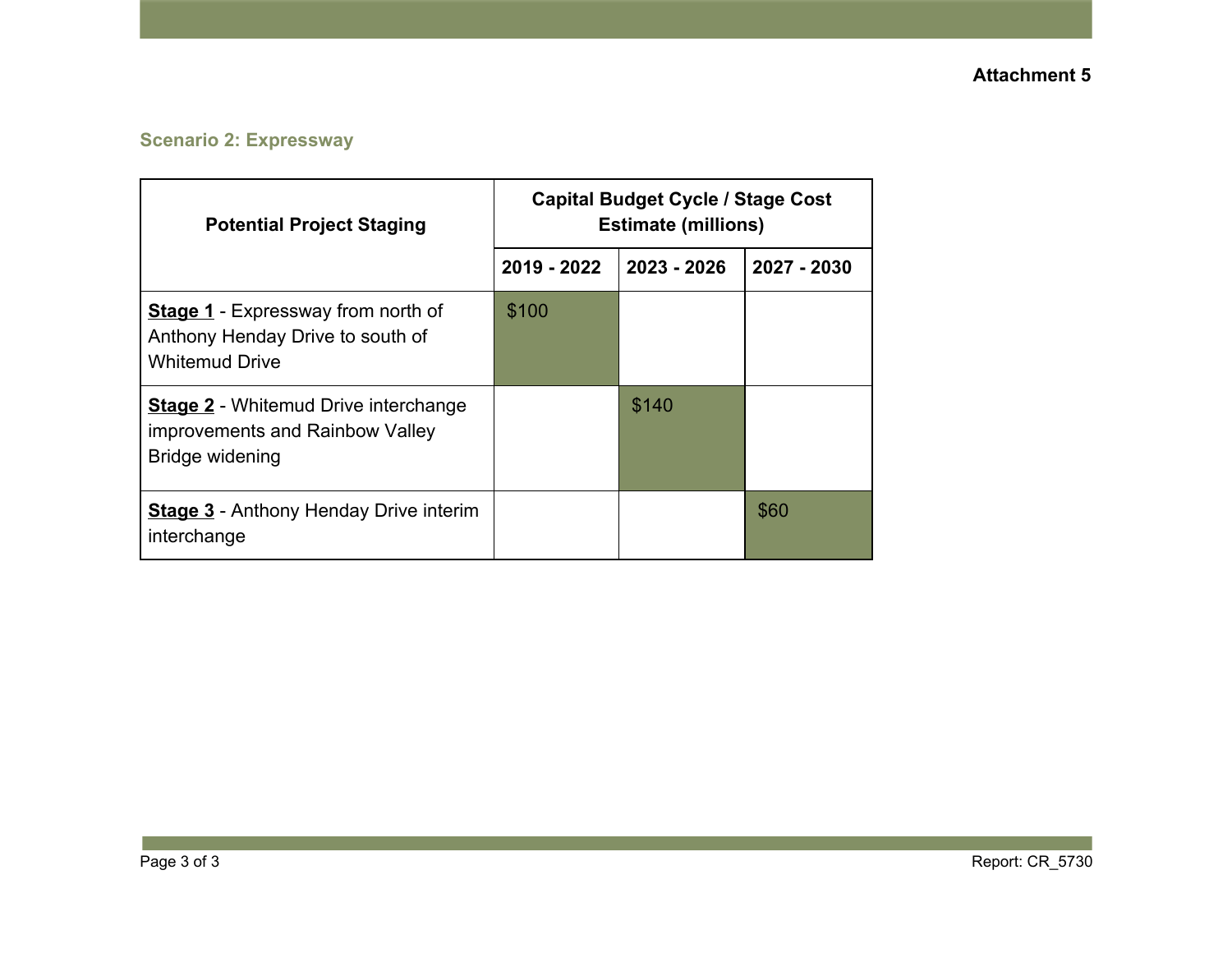**Attachment 5**

### Scenario 2: Expressway

| Potential Project Staging | Capital Budget Cycle / Stage Cost Estimate (millions) | | |
|---|---|---|---|
| | **2019 - 2022** | **2023 - 2026** | **2027 - 2030** |
| **Stage 1** - Expressway from north of Anthony Henday Drive to south of Whitemud Drive | $100 | | |
| **Stage 2** - Whitemud Drive interchange improvements and Rainbow Valley Bridge widening | | $140 | |
| **Stage 3** - Anthony Henday Drive interim interchange | | | $60 |

Report: CR_5730